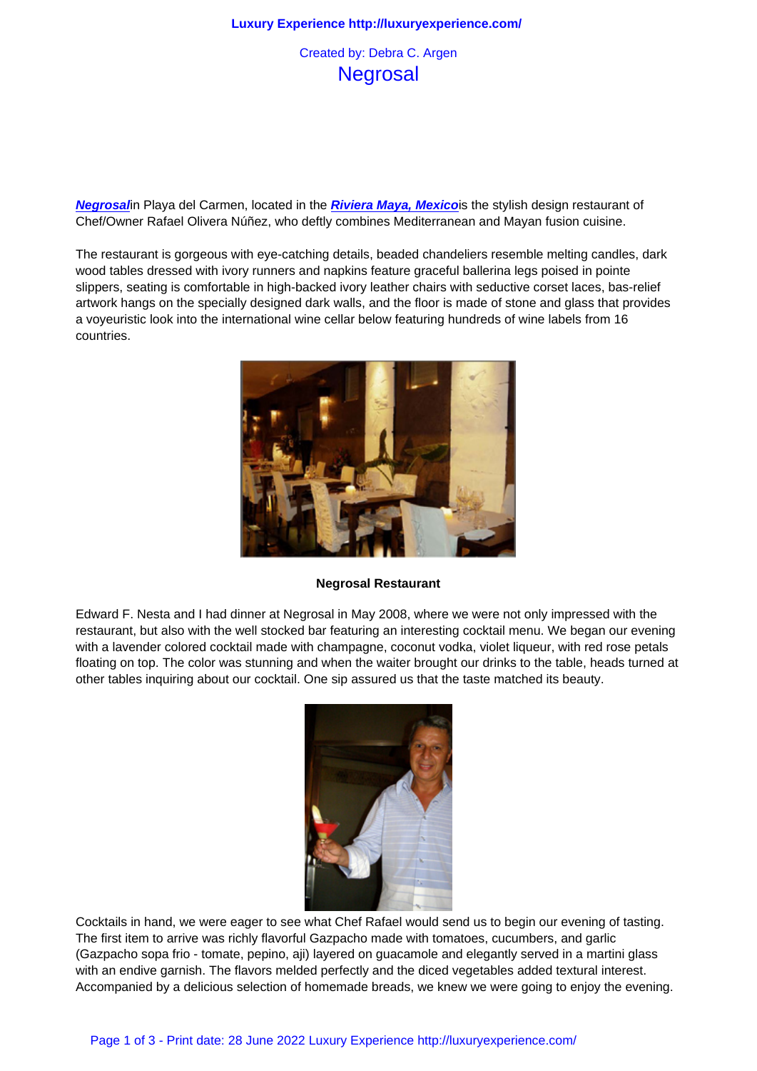Created by: Debra C. Argen

# Negrosal

***Negrosal*** in Playa del Carmen, located in the ***Riviera Maya, Mexico*** is the stylish design restaurant of Chef/Owner Rafael Olivera Núñez, who deftly combines Mediterranean and Mayan fusion cuisine.

The restaurant is gorgeous with eye-catching details, beaded chandeliers resemble melting candles, dark wood tables dressed with ivory runners and napkins feature graceful ballerina legs poised in pointe slippers, seating is comfortable in high-backed ivory leather chairs with seductive corset laces, bas-relief artwork hangs on the specially designed dark walls, and the floor is made of stone and glass that provides a voyeuristic look into the international wine cellar below featuring hundreds of wine labels from 16 countries.

**Negrosal Restaurant**

Edward F. Nesta and I had dinner at Negrosal in May 2008, where we were not only impressed with the restaurant, but also with the well stocked bar featuring an interesting cocktail menu. We began our evening with a lavender colored cocktail made with champagne, coconut vodka, violet liqueur, with red rose petals floating on top. The color was stunning and when the waiter brought our drinks to the table, heads turned at other tables inquiring about our cocktail. One sip assured us that the taste matched its beauty.

Cocktails in hand, we were eager to see what Chef Rafael would send us to begin our evening of tasting. The first item to arrive was richly flavorful Gazpacho made with tomatoes, cucumbers, and garlic (Gazpacho sopa frio - tomate, pepino, aji) layered on guacamole and elegantly served in a martini glass with an endive garnish. The flavors melded perfectly and the diced vegetables added textural interest. Accompanied by a delicious selection of homemade breads, we knew we were going to enjoy the evening.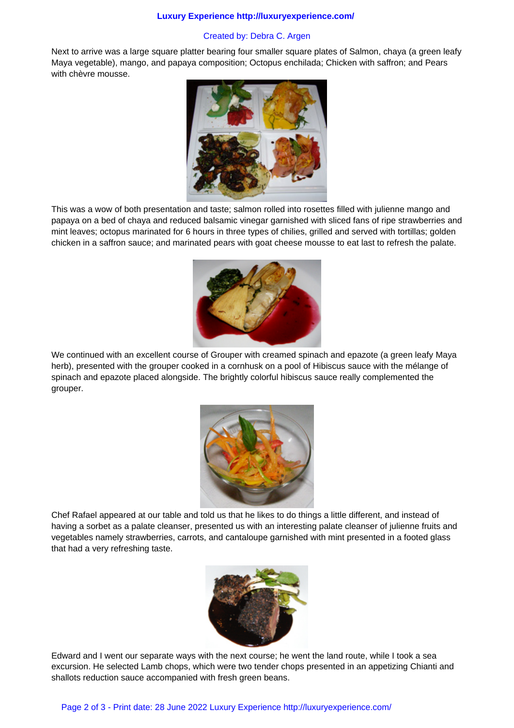Next to arrive was a large square platter bearing four smaller square plates of Salmon, chaya (a green leafy Maya vegetable), mango, and papaya composition; Octopus enchilada; Chicken with saffron; and Pears with chèvre mousse.

This was a wow of both presentation and taste; salmon rolled into rosettes filled with julienne mango and papaya on a bed of chaya and reduced balsamic vinegar garnished with sliced fans of ripe strawberries and mint leaves; octopus marinated for 6 hours in three types of chilies, grilled and served with tortillas; golden chicken in a saffron sauce; and marinated pears with goat cheese mousse to eat last to refresh the palate.

We continued with an excellent course of Grouper with creamed spinach and epazote (a green leafy Maya herb), presented with the grouper cooked in a cornhusk on a pool of Hibiscus sauce with the mélange of spinach and epazote placed alongside. The brightly colorful hibiscus sauce really complemented the grouper.

Chef Rafael appeared at our table and told us that he likes to do things a little different, and instead of having a sorbet as a palate cleanser, presented us with an interesting palate cleanser of julienne fruits and vegetables namely strawberries, carrots, and cantaloupe garnished with mint presented in a footed glass that had a very refreshing taste.

Edward and I went our separate ways with the next course; he went the land route, while I took a sea excursion. He selected Lamb chops, which were two tender chops presented in an appetizing Chianti and shallots reduction sauce accompanied with fresh green beans.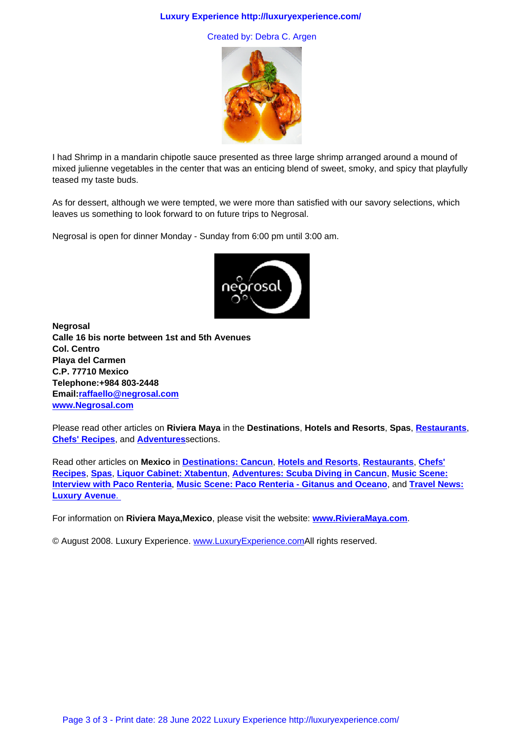I had Shrimp in a mandarin chipotle sauce presented as three large shrimp arranged around a mound of mixed julienne vegetables in the center that was an enticing blend of sweet, smoky, and spicy that playfully teased my taste buds.

As for dessert, although we were tempted, we were more than satisfied with our savory selections, which leaves us something to look forward to on future trips to Negrosal.

Negrosal is open for dinner Monday - Sunday from 6:00 pm until 3:00 am.

**Negrosal**
**Calle 16 bis norte between 1st and 5th Avenues**
**Col. Centro**
**Playa del Carmen**
**C.P. 77710 Mexico**
**Telephone:+984 803-2448**
**Email:raffaello@negrosal.com**
**www.Negrosal.com**

Please read other articles on **Riviera Maya** in the **Destinations**, **Hotels and Resorts**, **Spas**, **Restaurants**, **Chefs' Recipes**, and **Adventures**sections.

Read other articles on **Mexico** in **Destinations: Cancun**, **Hotels and Resorts**, **Restaurants**, **Chefs' Recipes**, **Spas**, **Liquor Cabinet: Xtabentun**, **Adventures: Scuba Diving in Cancun**, **Music Scene: Interview with Paco Renteria**, **Music Scene: Paco Renteria - Gitanus and Oceano**, and **Travel News: Luxury Avenue.**

For information on **Riviera Maya,Mexico**, please visit the website: **www.RivieraMaya.com**.

© August 2008. Luxury Experience. www.LuxuryExperience.comAll rights reserved.